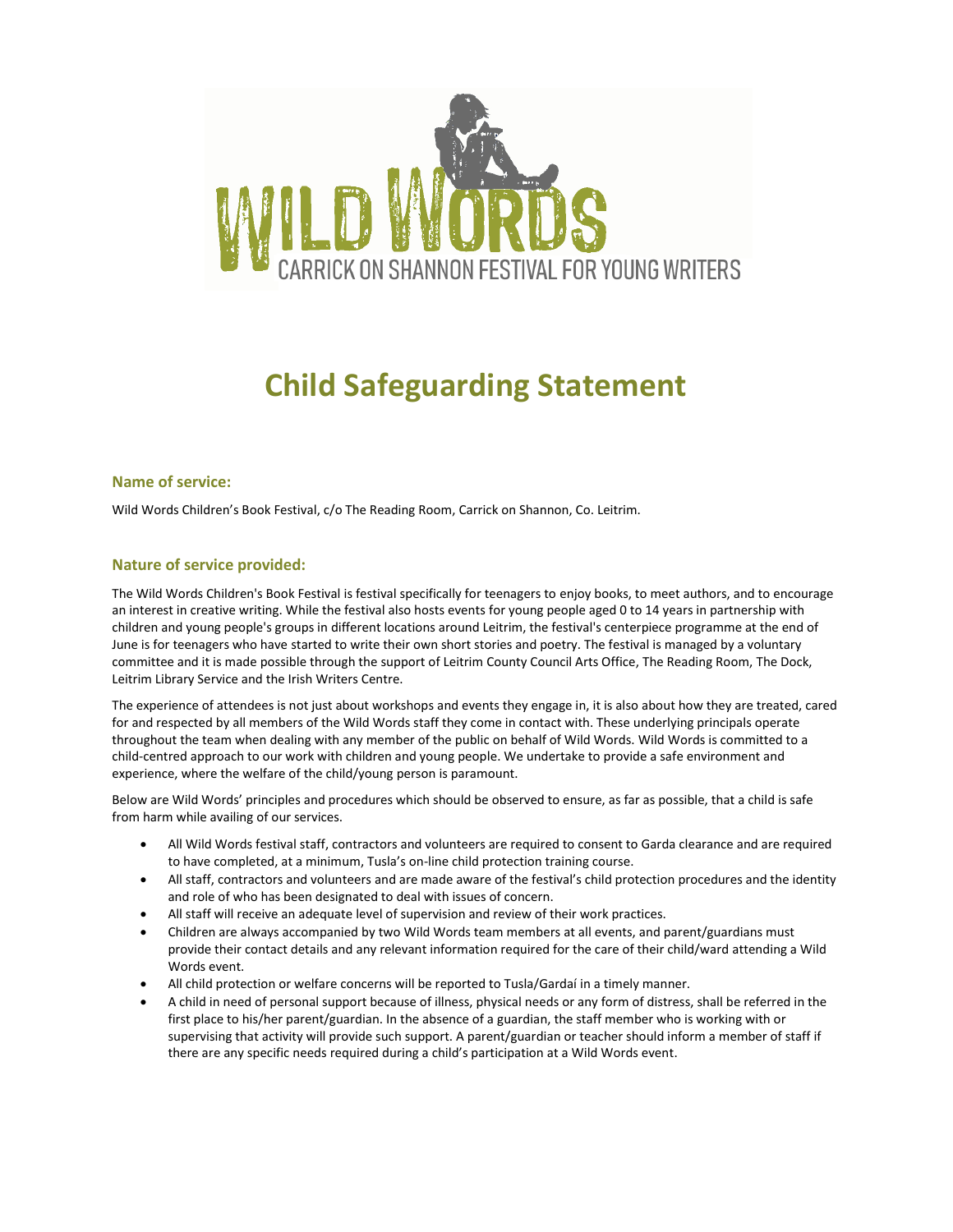# WILD WORDS

CARRICK ON SHANNON FESTIVAL FOR YOUNG WRITERS

# Child Safeguarding Statement

### Name of service:

Wild Words Children's Book Festival, c/o The Reading Room, Carrick on Shannon, Co. Leitrim.

### Nature of service provided:

The Wild Words Children's Book Festival is festival specifically for teenagers to enjoy books, to meet authors, and to encourage an interest in creative writing. While the festival also hosts events for young people aged 0 to 14 years in partnership with children and young people's groups in different locations around Leitrim, the festival's centerpiece programme at the end of June is for teenagers who have started to write their own short stories and poetry. The festival is managed by a voluntary committee and it is made possible through the support of Leitrim County Council Arts Office, The Reading Room, The Dock, Leitrim Library Service and the Irish Writers Centre.

The experience of attendees is not just about workshops and events they engage in, it is also about how they are treated, cared for and respected by all members of the Wild Words staff they come in contact with. These underlying principals operate throughout the team when dealing with any member of the public on behalf of Wild Words. Wild Words is committed to a child-centred approach to our work with children and young people. We undertake to provide a safe environment and experience, where the welfare of the child/young person is paramount.

Below are Wild Words' principles and procedures which should be observed to ensure, as far as possible, that a child is safe from harm while availing of our services.

- All Wild Words festival staff, contractors and volunteers are required to consent to Garda clearance and are required to have completed, at a minimum, Tusla's on-line child protection training course.
- All staff, contractors and volunteers and are made aware of the festival's child protection procedures and the identity and role of who has been designated to deal with issues of concern.
- All staff will receive an adequate level of supervision and review of their work practices.
- Children are always accompanied by two Wild Words team members at all events, and parent/guardians must provide their contact details and any relevant information required for the care of their child/ward attending a Wild Words event.
- All child protection or welfare concerns will be reported to Tusla/Gardaí in a timely manner.
- A child in need of personal support because of illness, physical needs or any form of distress, shall be referred in the first place to his/her parent/guardian. In the absence of a guardian, the staff member who is working with or supervising that activity will provide such support. A parent/guardian or teacher should inform a member of staff if there are any specific needs required during a child's participation at a Wild Words event.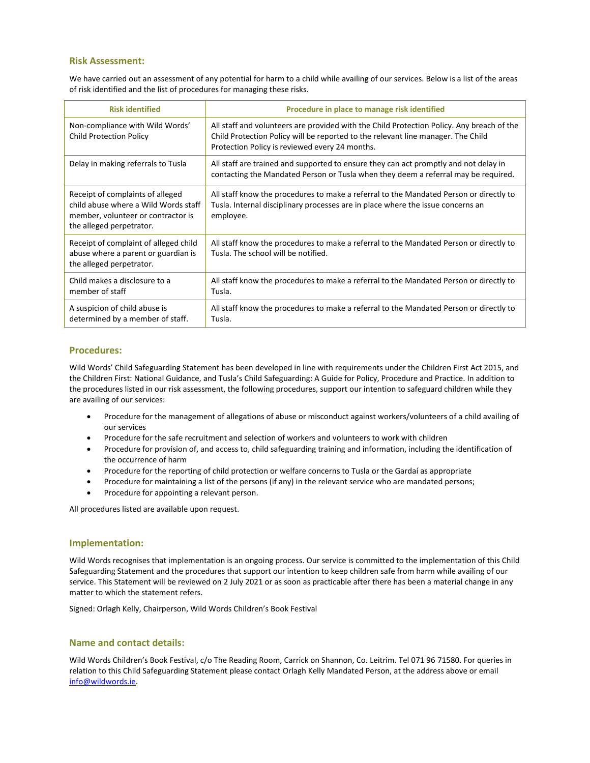## Risk Assessment:

We have carried out an assessment of any potential for harm to a child while availing of our services. Below is a list of the areas of risk identified and the list of procedures for managing these risks.

| Risk identified | Procedure in place to manage risk identified |
|---|---|
| Non-compliance with Wild Words' Child Protection Policy | All staff and volunteers are provided with the Child Protection Policy. Any breach of the Child Protection Policy will be reported to the relevant line manager. The Child Protection Policy is reviewed every 24 months. |
| Delay in making referrals to Tusla | All staff are trained and supported to ensure they can act promptly and not delay in contacting the Mandated Person or Tusla when they deem a referral may be required. |
| Receipt of complaints of alleged child abuse where a Wild Words staff member, volunteer or contractor is the alleged perpetrator. | All staff know the procedures to make a referral to the Mandated Person or directly to Tusla. Internal disciplinary processes are in place where the issue concerns an employee. |
| Receipt of complaint of alleged child abuse where a parent or guardian is the alleged perpetrator. | All staff know the procedures to make a referral to the Mandated Person or directly to Tusla. The school will be notified. |
| Child makes a disclosure to a member of staff | All staff know the procedures to make a referral to the Mandated Person or directly to Tusla. |
| A suspicion of child abuse is determined by a member of staff. | All staff know the procedures to make a referral to the Mandated Person or directly to Tusla. |

## Procedures:

Wild Words' Child Safeguarding Statement has been developed in line with requirements under the Children First Act 2015, and the Children First: National Guidance, and Tusla's Child Safeguarding: A Guide for Policy, Procedure and Practice. In addition to the procedures listed in our risk assessment, the following procedures, support our intention to safeguard children while they are availing of our services:

- Procedure for the management of allegations of abuse or misconduct against workers/volunteers of a child availing of our services
- Procedure for the safe recruitment and selection of workers and volunteers to work with children
- Procedure for provision of, and access to, child safeguarding training and information, including the identification of the occurrence of harm
- Procedure for the reporting of child protection or welfare concerns to Tusla or the Gardaí as appropriate
- Procedure for maintaining a list of the persons (if any) in the relevant service who are mandated persons;
- Procedure for appointing a relevant person.

All procedures listed are available upon request.

## Implementation:

Wild Words recognises that implementation is an ongoing process. Our service is committed to the implementation of this Child Safeguarding Statement and the procedures that support our intention to keep children safe from harm while availing of our service. This Statement will be reviewed on 2 July 2021 or as soon as practicable after there has been a material change in any matter to which the statement refers.

Signed: Orlagh Kelly, Chairperson, Wild Words Children's Book Festival

## Name and contact details:

Wild Words Children's Book Festival, c/o The Reading Room, Carrick on Shannon, Co. Leitrim. Tel 071 96 71580. For queries in relation to this Child Safeguarding Statement please contact Orlagh Kelly Mandated Person, at the address above or email info@wildwords.ie.